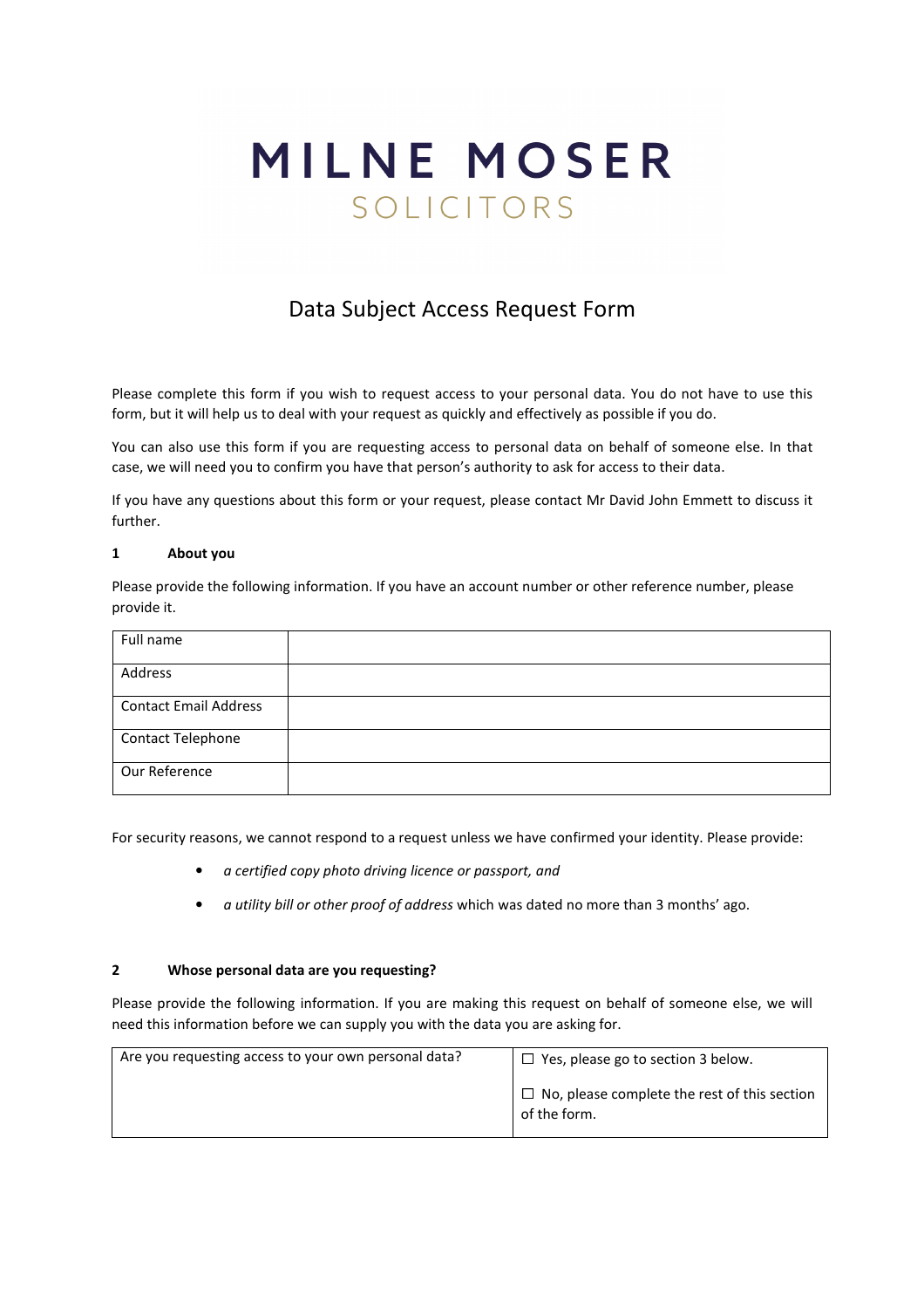# MILNE MOSER
SOLICITORS

## Data Subject Access Request Form

Please complete this form if you wish to request access to your personal data. You do not have to use this form, but it will help us to deal with your request as quickly and effectively as possible if you do.

You can also use this form if you are requesting access to personal data on behalf of someone else. In that case, we will need you to confirm you have that person's authority to ask for access to their data.

If you have any questions about this form or your request, please contact Mr David John Emmett to discuss it further.

### 1 About you

Please provide the following information. If you have an account number or other reference number, please provide it.

| Full name | |
|---|---|
| Address | |
| Contact Email Address | |
| Contact Telephone | |
| Our Reference | |

For security reasons, we cannot respond to a request unless we have confirmed your identity. Please provide:

- *a certified copy photo driving licence or passport, and*
- *a utility bill or other proof of address* which was dated no more than 3 months' ago.

### 2 Whose personal data are you requesting?

Please provide the following information. If you are making this request on behalf of someone else, we will need this information before we can supply you with the data you are asking for.

| Are you requesting access to your own personal data? | ☐ Yes, please go to section 3 below.<br><br>☐ No, please complete the rest of this section of the form. |
|---|---|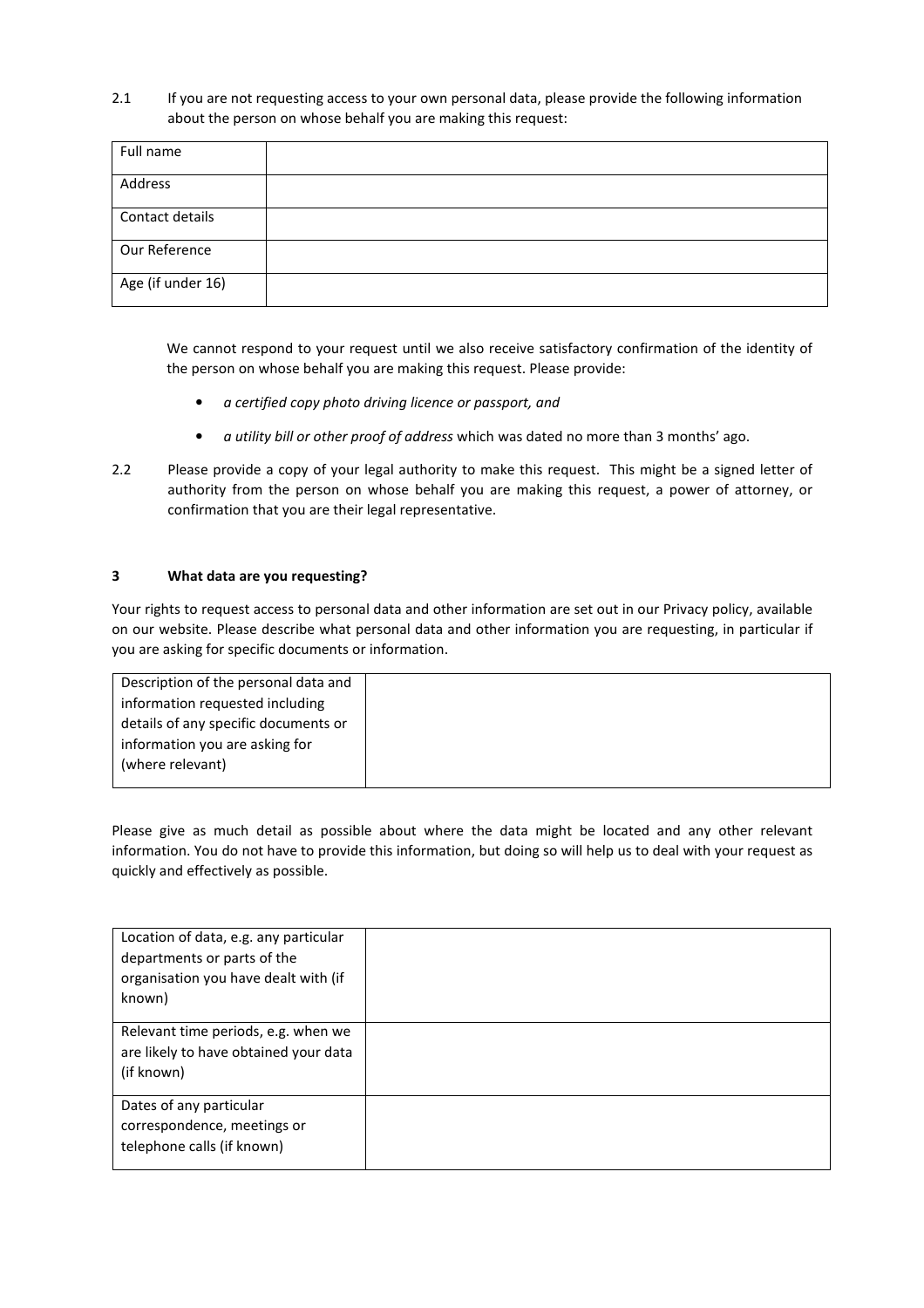2.1 If you are not requesting access to your own personal data, please provide the following information about the person on whose behalf you are making this request:

| Full name | |
|---|---|
| Address | |
| Contact details | |
| Our Reference | |
| Age (if under 16) | |

We cannot respond to your request until we also receive satisfactory confirmation of the identity of the person on whose behalf you are making this request. Please provide:

- *a certified copy photo driving licence or passport, and*
- *a utility bill or other proof of address* which was dated no more than 3 months' ago.

2.2 Please provide a copy of your legal authority to make this request. This might be a signed letter of authority from the person on whose behalf you are making this request, a power of attorney, or confirmation that you are their legal representative.

### 3 What data are you requesting?

Your rights to request access to personal data and other information are set out in our Privacy policy, available on our website. Please describe what personal data and other information you are requesting, in particular if you are asking for specific documents or information.

| Description of the personal data and information requested including details of any specific documents or information you are asking for (where relevant) | |
|---|---|

Please give as much detail as possible about where the data might be located and any other relevant information. You do not have to provide this information, but doing so will help us to deal with your request as quickly and effectively as possible.

| Location of data, e.g. any particular departments or parts of the organisation you have dealt with (if known) | |
|---|---|
| Relevant time periods, e.g. when we are likely to have obtained your data (if known) | |
| Dates of any particular correspondence, meetings or telephone calls (if known) | |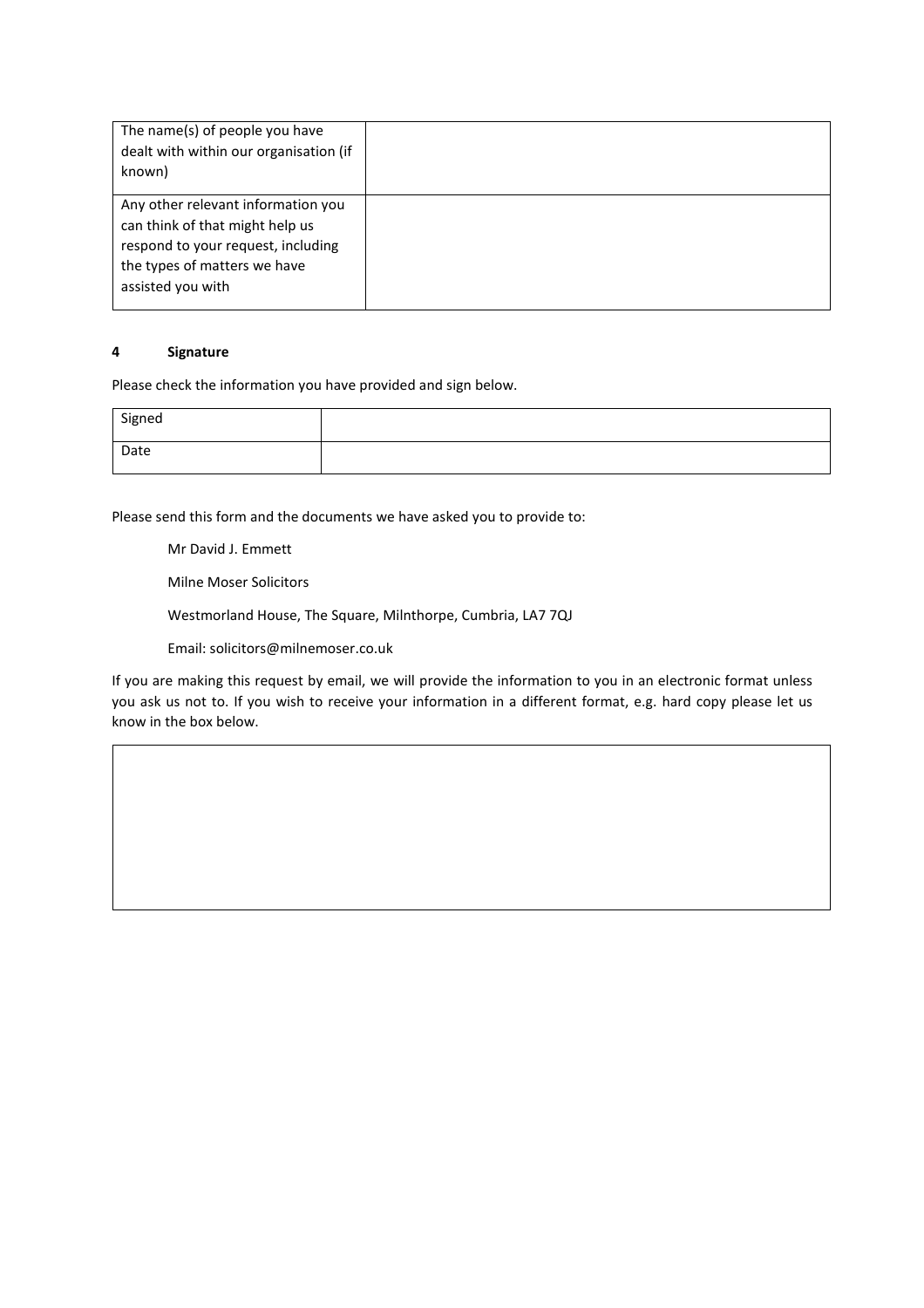| | |
|---|---|
| The name(s) of people you have dealt with within our organisation (if known) | |
| Any other relevant information you can think of that might help us respond to your request, including the types of matters we have assisted you with | |

## 4 Signature

Please check the information you have provided and sign below.

| | |
|---|---|
| Signed | |
| Date | |

Please send this form and the documents we have asked you to provide to:

Mr David J. Emmett

Milne Moser Solicitors

Westmorland House, The Square, Milnthorpe, Cumbria, LA7 7QJ

Email: solicitors@milnemoser.co.uk

If you are making this request by email, we will provide the information to you in an electronic format unless you ask us not to. If you wish to receive your information in a different format, e.g. hard copy please let us know in the box below.

| |
|---|
| |